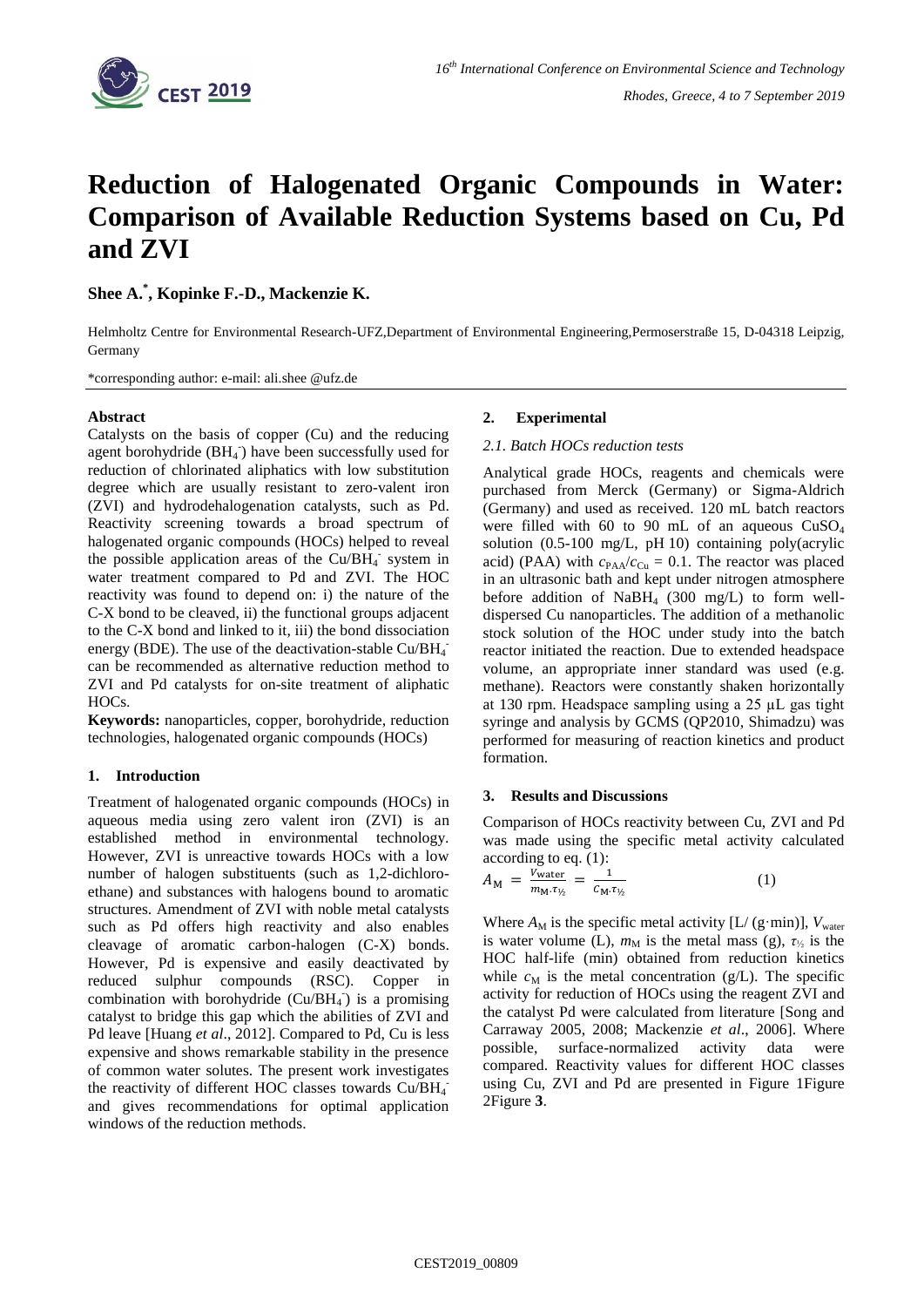# Reduction of Halogenated Organic Compounds in Water: Comparison of Available Reduction Systems based on Cu, Pd and ZVI

**Shee A.*, Kopinke F.-D., Mackenzie K.**

Helmholtz Centre for Environmental Research-UFZ,Department of Environmental Engineering,Permoserstraße 15, D-04318 Leipzig, Germany

*corresponding author: e-mail: ali.shee @ufz.de

### Abstract

Catalysts on the basis of copper (Cu) and the reducing agent borohydride ($BH_4^-$) have been successfully used for reduction of chlorinated aliphatics with low substitution degree which are usually resistant to zero-valent iron (ZVI) and hydrodehalogenation catalysts, such as Pd. Reactivity screening towards a broad spectrum of halogenated organic compounds (HOCs) helped to reveal the possible application areas of the $Cu/BH_4^-$ system in water treatment compared to Pd and ZVI. The HOC reactivity was found to depend on: i) the nature of the C-X bond to be cleaved, ii) the functional groups adjacent to the C-X bond and linked to it, iii) the bond dissociation energy (BDE). The use of the deactivation-stable $Cu/BH_4^-$ can be recommended as alternative reduction method to ZVI and Pd catalysts for on-site treatment of aliphatic HOCs.

**Keywords:** nanoparticles, copper, borohydride, reduction technologies, halogenated organic compounds (HOCs)

## 1. Introduction

Treatment of halogenated organic compounds (HOCs) in aqueous media using zero valent iron (ZVI) is an established method in environmental technology. However, ZVI is unreactive towards HOCs with a low number of halogen substituents (such as 1,2-dichloro-ethane) and substances with halogens bound to aromatic structures. Amendment of ZVI with noble metal catalysts such as Pd offers high reactivity and also enables cleavage of aromatic carbon-halogen (C-X) bonds. However, Pd is expensive and easily deactivated by reduced sulphur compounds (RSC). Copper in combination with borohydride ($Cu/BH_4^-$) is a promising catalyst to bridge this gap which the abilities of ZVI and Pd leave [Huang *et al*., 2012]. Compared to Pd, Cu is less expensive and shows remarkable stability in the presence of common water solutes. The present work investigates the reactivity of different HOC classes towards $Cu/BH_4^-$ and gives recommendations for optimal application windows of the reduction methods.

## 2. Experimental

### *2.1. Batch HOCs reduction tests*

Analytical grade HOCs, reagents and chemicals were purchased from Merck (Germany) or Sigma-Aldrich (Germany) and used as received. 120 mL batch reactors were filled with 60 to 90 mL of an aqueous $CuSO_4$ solution (0.5-100 mg/L, pH 10) containing poly(acrylic acid) (PAA) with $c_{PAA}/c_{Cu}$ = 0.1. The reactor was placed in an ultrasonic bath and kept under nitrogen atmosphere before addition of $NaBH_4$ (300 mg/L) to form well-dispersed Cu nanoparticles. The addition of a methanolic stock solution of the HOC under study into the batch reactor initiated the reaction. Due to extended headspace volume, an appropriate inner standard was used (e.g. methane). Reactors were constantly shaken horizontally at 130 rpm. Headspace sampling using a 25 µL gas tight syringe and analysis by GCMS (QP2010, Shimadzu) was performed for measuring of reaction kinetics and product formation.

## 3. Results and Discussions

Comparison of HOCs reactivity between Cu, ZVI and Pd was made using the specific metal activity calculated according to eq. (1):

$$A_M = \frac{V_{water}}{m_M \cdot \tau_{½}} = \frac{1}{c_M \cdot \tau_{½}} \qquad (1)$$

Where $A_M$ is the specific metal activity [L/ (g·min)], $V_{water}$ is water volume (L), $m_M$ is the metal mass (g), $\tau_{½}$ is the HOC half-life (min) obtained from reduction kinetics while $c_M$ is the metal concentration (g/L). The specific activity for reduction of HOCs using the reagent ZVI and the catalyst Pd were calculated from literature [Song and Carraway 2005, 2008; Mackenzie *et al*., 2006]. Where possible, surface-normalized activity data were compared. Reactivity values for different HOC classes using Cu, ZVI and Pd are presented in Figure 1Figure 2Figure **3**.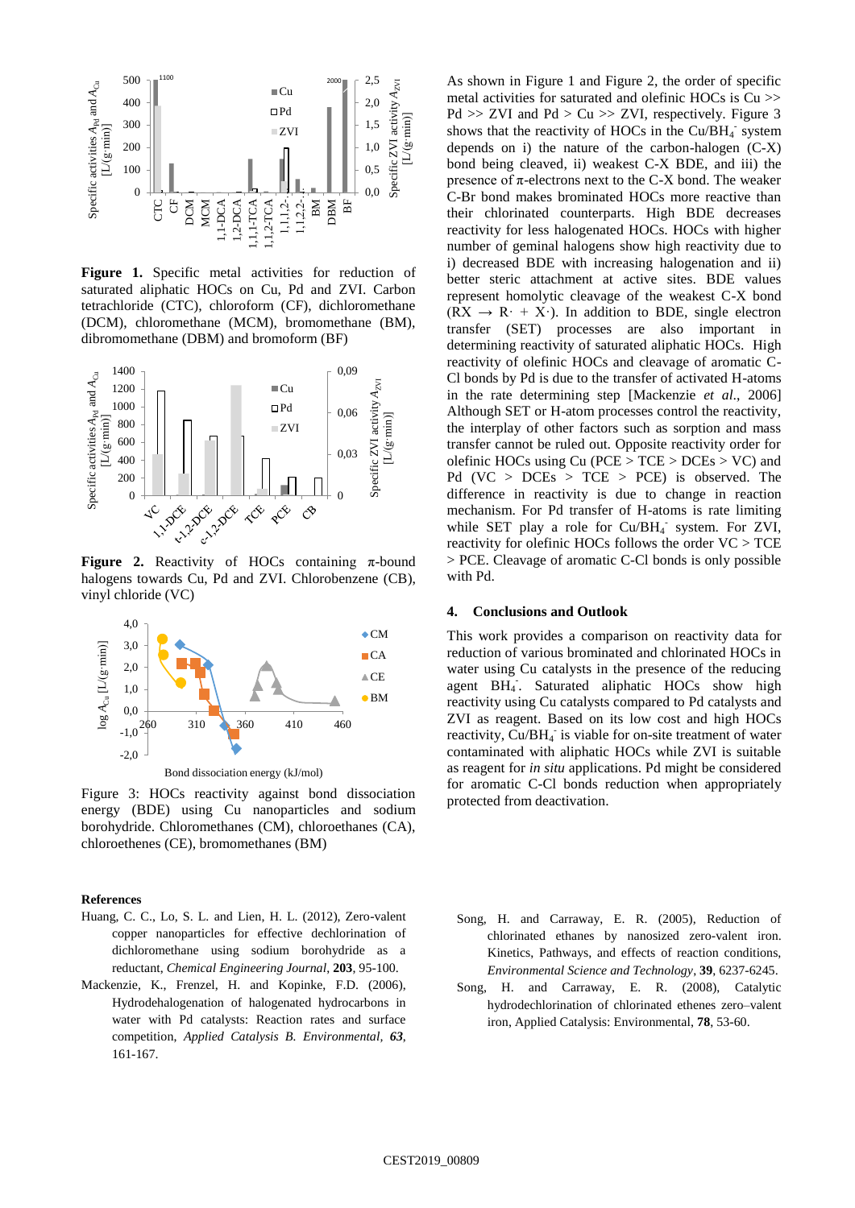500
400
300
200
100
0
1100
2000
2,5
2,0
1,5
1,0
0,5
0,0
Specific activities $A_{Pd}$ and $A_{Cu}$ [L/(g·min)]
Specific ZVI activity $A_{ZVI}$ [L/(g·min)]
Cu
Pd
ZVI
CTC
CF
DCM
MCM
1,1-DCA
1,2-DCA
1,1,1-TCA
1,1,2-TCA
1,1,2-..
1,1,2,2-..
BM
DBM
BF

**Figure 1.** Specific metal activities for reduction of saturated aliphatic HOCs on Cu, Pd and ZVI. Carbon tetrachloride (CTC), chloroform (CF), dichloromethane (DCM), chloromethane (MCM), bromomethane (BM), dibromomethane (DBM) and bromoform (BF)

1400
1200
1000
800
600
400
200
0
0,09
0,06
0,03
0
Specific activities $A_{Pd}$ and $A_{Cu}$ [L/(g·min)]
Specific ZVI activity $A_{ZVI}$ [L/(g·min)]
Cu
Pd
ZVI
VC
1,1-DCE
t-1,2-DCE
c-1,2-DCE
TCE
PCE
CB

**Figure 2.** Reactivity of HOCs containing π-bound halogens towards Cu, Pd and ZVI. Chlorobenzene (CB), vinyl chloride (VC)

4,0
3,0
2,0
1,0
0,0
-1,0
-2,0
260
310
360
410
460
log $A_{Cu}$ [L/(g·min)]
Bond dissociation energy (kJ/mol)
CM
CA
CE
BM

Figure 3: HOCs reactivity against bond dissociation energy (BDE) using Cu nanoparticles and sodium borohydride. Chloromethanes (CM), chloroethanes (CA), chloroethenes (CE), bromomethanes (BM)

As shown in Figure 1 and Figure 2, the order of specific metal activities for saturated and olefinic HOCs is Cu >> Pd >> ZVI and Pd > Cu >> ZVI, respectively. Figure 3 shows that the reactivity of HOCs in the Cu/$BH_4^-$ system depends on i) the nature of the carbon-halogen (C-X) bond being cleaved, ii) weakest C-X BDE, and iii) the presence of π-electrons next to the C-X bond. The weaker C-Br bond makes brominated HOCs more reactive than their chlorinated counterparts. High BDE decreases reactivity for less halogenated HOCs. HOCs with higher number of geminal halogens show high reactivity due to i) decreased BDE with increasing halogenation and ii) better steric attachment at active sites. BDE values represent homolytic cleavage of the weakest C-X bond ($RX \rightarrow R\cdot + X\cdot$). In addition to BDE, single electron transfer (SET) processes are also important in determining reactivity of saturated aliphatic HOCs. High reactivity of olefinic HOCs and cleavage of aromatic C-Cl bonds by Pd is due to the transfer of activated H-atoms in the rate determining step [Mackenzie *et al*., 2006]. Although SET or H-atom process control the reactivity, the interplay of other factors such as sorption and mass transfer cannot be ruled out. Opposite reactivity order for olefinic HOCs using Cu (PCE > TCE > DCEs > VC) and Pd (VC > DCEs > TCE > PCE) is observed. The difference in reactivity is due to change in reaction mechanism. For Pd transfer of H-atoms is rate limiting while SET play a role for Cu/$BH_4^-$ system. For ZVI, reactivity for olefinic HOCs follows the order VC > TCE > PCE. Cleavage of aromatic C-Cl bonds is only possible with Pd.

## 4. Conclusions and Outlook

This work provides a comparison on reactivity data for reduction of various brominated and chlorinated HOCs in water using Cu catalysts in the presence of the reducing agent $BH_4^-$. Saturated aliphatic HOCs show high reactivity using Cu catalysts compared to Pd catalysts and ZVI as reagent. Based on its low cost and high HOCs reactivity, Cu/$BH_4^-$ is viable for on-site treatment of water contaminated with aliphatic HOCs while ZVI is suitable as reagent for *in situ* applications. Pd might be considered for aromatic C-Cl bonds reduction when appropriately protected from deactivation.

### References

Huang, C. C., Lo, S. L. and Lien, H. L. (2012), Zero-valent copper nanoparticles for effective dechlorination of dichloromethane using sodium borohydride as a reductant, *Chemical Engineering Journal*, **203**, 95-100.

Mackenzie, K., Frenzel, H. and Kopinke, F.D. (2006), Hydrodehalogenation of halogenated hydrocarbons in water with Pd catalysts: Reaction rates and surface competition, *Applied Catalysis B. Environmental*, ***63***, 161-167.

Song, H. and Carraway, E. R. (2005), Reduction of chlorinated ethanes by nanosized zero-valent iron. Kinetics, Pathways, and effects of reaction conditions, *Environmental Science and Technology*, **39**, 6237-6245.

Song, H. and Carraway, E. R. (2008), Catalytic hydrodechlorination of chlorinated ethenes zero–valent iron, Applied Catalysis: Environmental, **78**, 53-60.